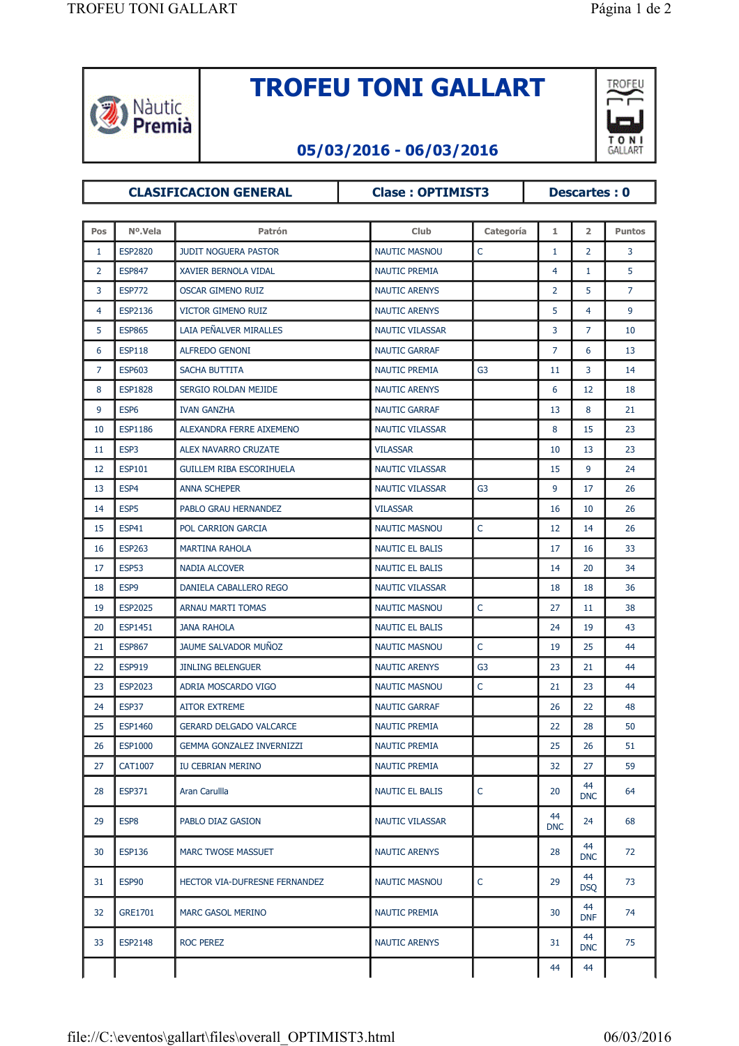# TROFEU TONI GALLART

**05/03/2016 - 06/03/2016**

| CLASIFICACION GENERAL | Clase : OPTIMIST3 | Descartes : 0 |
|---|---|---|

| Pos | Nº.Vela | Patrón | Club | Categoría | 1 | 2 | Puntos |
|---|---|---|---|---|---|---|---|
| 1 | ESP2820 | JUDIT NOGUERA PASTOR | NAUTIC MASNOU | C | 1 | 2 | 3 |
| 2 | ESP847 | XAVIER BERNOLA VIDAL | NAUTIC PREMIA | | 4 | 1 | 5 |
| 3 | ESP772 | OSCAR GIMENO RUIZ | NAUTIC ARENYS | | 2 | 5 | 7 |
| 4 | ESP2136 | VICTOR GIMENO RUIZ | NAUTIC ARENYS | | 5 | 4 | 9 |
| 5 | ESP865 | LAIA PEÑALVER MIRALLES | NAUTIC VILASSAR | | 3 | 7 | 10 |
| 6 | ESP118 | ALFREDO GENONI | NAUTIC GARRAF | | 7 | 6 | 13 |
| 7 | ESP603 | SACHA BUTTITA | NAUTIC PREMIA | G3 | 11 | 3 | 14 |
| 8 | ESP1828 | SERGIO ROLDAN MEJIDE | NAUTIC ARENYS | | 6 | 12 | 18 |
| 9 | ESP6 | IVAN GANZHA | NAUTIC GARRAF | | 13 | 8 | 21 |
| 10 | ESP1186 | ALEXANDRA FERRE AIXEMENO | NAUTIC VILASSAR | | 8 | 15 | 23 |
| 11 | ESP3 | ALEX NAVARRO CRUZATE | VILASSAR | | 10 | 13 | 23 |
| 12 | ESP101 | GUILLEM RIBA ESCORIHUELA | NAUTIC VILASSAR | | 15 | 9 | 24 |
| 13 | ESP4 | ANNA SCHEPER | NAUTIC VILASSAR | G3 | 9 | 17 | 26 |
| 14 | ESP5 | PABLO GRAU HERNANDEZ | VILASSAR | | 16 | 10 | 26 |
| 15 | ESP41 | POL CARRION GARCIA | NAUTIC MASNOU | C | 12 | 14 | 26 |
| 16 | ESP263 | MARTINA RAHOLA | NAUTIC EL BALIS | | 17 | 16 | 33 |
| 17 | ESP53 | NADIA ALCOVER | NAUTIC EL BALIS | | 14 | 20 | 34 |
| 18 | ESP9 | DANIELA CABALLERO REGO | NAUTIC VILASSAR | | 18 | 18 | 36 |
| 19 | ESP2025 | ARNAU MARTI TOMAS | NAUTIC MASNOU | C | 27 | 11 | 38 |
| 20 | ESP1451 | JANA RAHOLA | NAUTIC EL BALIS | | 24 | 19 | 43 |
| 21 | ESP867 | JAUME SALVADOR MUÑOZ | NAUTIC MASNOU | C | 19 | 25 | 44 |
| 22 | ESP919 | JINLING BELENGUER | NAUTIC ARENYS | G3 | 23 | 21 | 44 |
| 23 | ESP2023 | ADRIA MOSCARDO VIGO | NAUTIC MASNOU | C | 21 | 23 | 44 |
| 24 | ESP37 | AITOR EXTREME | NAUTIC GARRAF | | 26 | 22 | 48 |
| 25 | ESP1460 | GERARD DELGADO VALCARCE | NAUTIC PREMIA | | 22 | 28 | 50 |
| 26 | ESP1000 | GEMMA GONZALEZ INVERNIZZI | NAUTIC PREMIA | | 25 | 26 | 51 |
| 27 | CAT1007 | IU CEBRIAN MERINO | NAUTIC PREMIA | | 32 | 27 | 59 |
| 28 | ESP371 | Aran Carullla | NAUTIC EL BALIS | C | 20 | 44 DNC | 64 |
| 29 | ESP8 | PABLO DIAZ GASION | NAUTIC VILASSAR | | 44 DNC | 24 | 68 |
| 30 | ESP136 | MARC TWOSE MASSUET | NAUTIC ARENYS | | 28 | 44 DNC | 72 |
| 31 | ESP90 | HECTOR VIA-DUFRESNE FERNANDEZ | NAUTIC MASNOU | C | 29 | 44 DSQ | 73 |
| 32 | GRE1701 | MARC GASOL MERINO | NAUTIC PREMIA | | 30 | 44 DNF | 74 |
| 33 | ESP2148 | ROC PEREZ | NAUTIC ARENYS | | 31 | 44 DNC | 75 |
| | | | | | 44 | 44 | |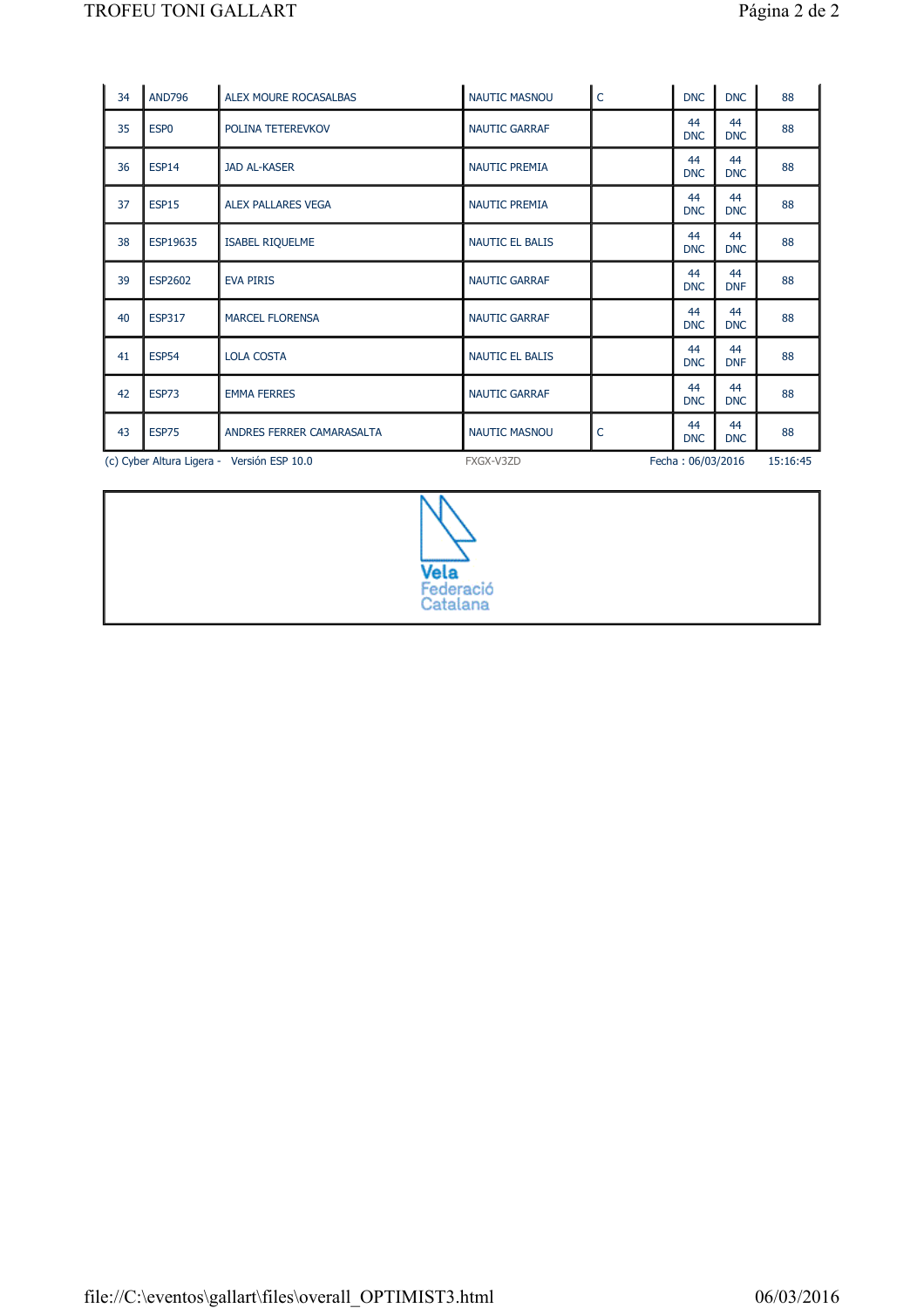| | | | | | | | |
|---|---|---|---|---|---|---|---|
| 34 | AND796 | ALEX MOURE ROCASALBAS | NAUTIC MASNOU | C | DNC | DNC | 88 |
| 35 | ESP0 | POLINA TETEREVKOV | NAUTIC GARRAF | | 44 DNC | 44 DNC | 88 |
| 36 | ESP14 | JAD AL-KASER | NAUTIC PREMIA | | 44 DNC | 44 DNC | 88 |
| 37 | ESP15 | ALEX PALLARES VEGA | NAUTIC PREMIA | | 44 DNC | 44 DNC | 88 |
| 38 | ESP19635 | ISABEL RIQUELME | NAUTIC EL BALIS | | 44 DNC | 44 DNC | 88 |
| 39 | ESP2602 | EVA PIRIS | NAUTIC GARRAF | | 44 DNC | 44 DNF | 88 |
| 40 | ESP317 | MARCEL FLORENSA | NAUTIC GARRAF | | 44 DNC | 44 DNC | 88 |
| 41 | ESP54 | LOLA COSTA | NAUTIC EL BALIS | | 44 DNC | 44 DNF | 88 |
| 42 | ESP73 | EMMA FERRES | NAUTIC GARRAF | | 44 DNC | 44 DNC | 88 |
| 43 | ESP75 | ANDRES FERRER CAMARASALTA | NAUTIC MASNOU | C | 44 DNC | 44 DNC | 88 |

(c) Cyber Altura Ligera - Versión ESP 10.0 FXGX-V3ZD Fecha : 06/03/2016 15:16:45

Vela
Federació
Catalana